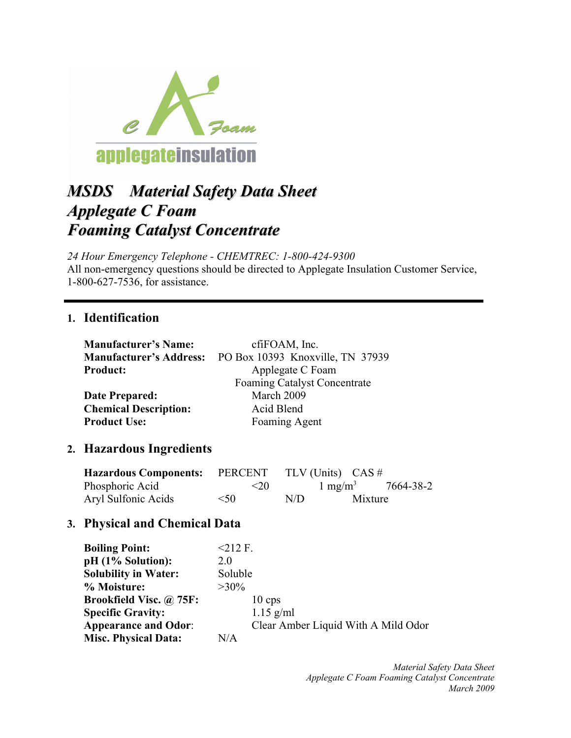# *MSDS Material Safety Data Sheet*
# *Applegate C Foam*
# *Foaming Catalyst Concentrate*

*24 Hour Emergency Telephone - CHEMTREC: 1-800-424-9300*
All non-emergency questions should be directed to Applegate Insulation Customer Service, 1-800-627-7536, for assistance.

---

## 1. Identification

**Manufacturer's Name:** cfiFOAM, Inc.
**Manufacturer's Address:** PO Box 10393 Knoxville, TN 37939
**Product:** Applegate C Foam Foaming Catalyst Concentrate
**Date Prepared:** March 2009
**Chemical Description:** Acid Blend
**Product Use:** Foaming Agent

## 2. Hazardous Ingredients

| Hazardous Components: | PERCENT | TLV (Units) | CAS # |
|---|---|---|---|
| Phosphoric Acid | <20 | 1 $mg/m^3$ | 7664-38-2 |
| Aryl Sulfonic Acids | <50 | N/D | Mixture |

## 3. Physical and Chemical Data

**Boiling Point:** <212 F.
**pH (1% Solution):** 2.0
**Solubility in Water:** Soluble
**% Moisture:** >30%
**Brookfield Visc. @ 75F:** 10 cps
**Specific Gravity:** 1.15 g/ml
**Appearance and Odor**: Clear Amber Liquid With A Mild Odor
**Misc. Physical Data:** N/A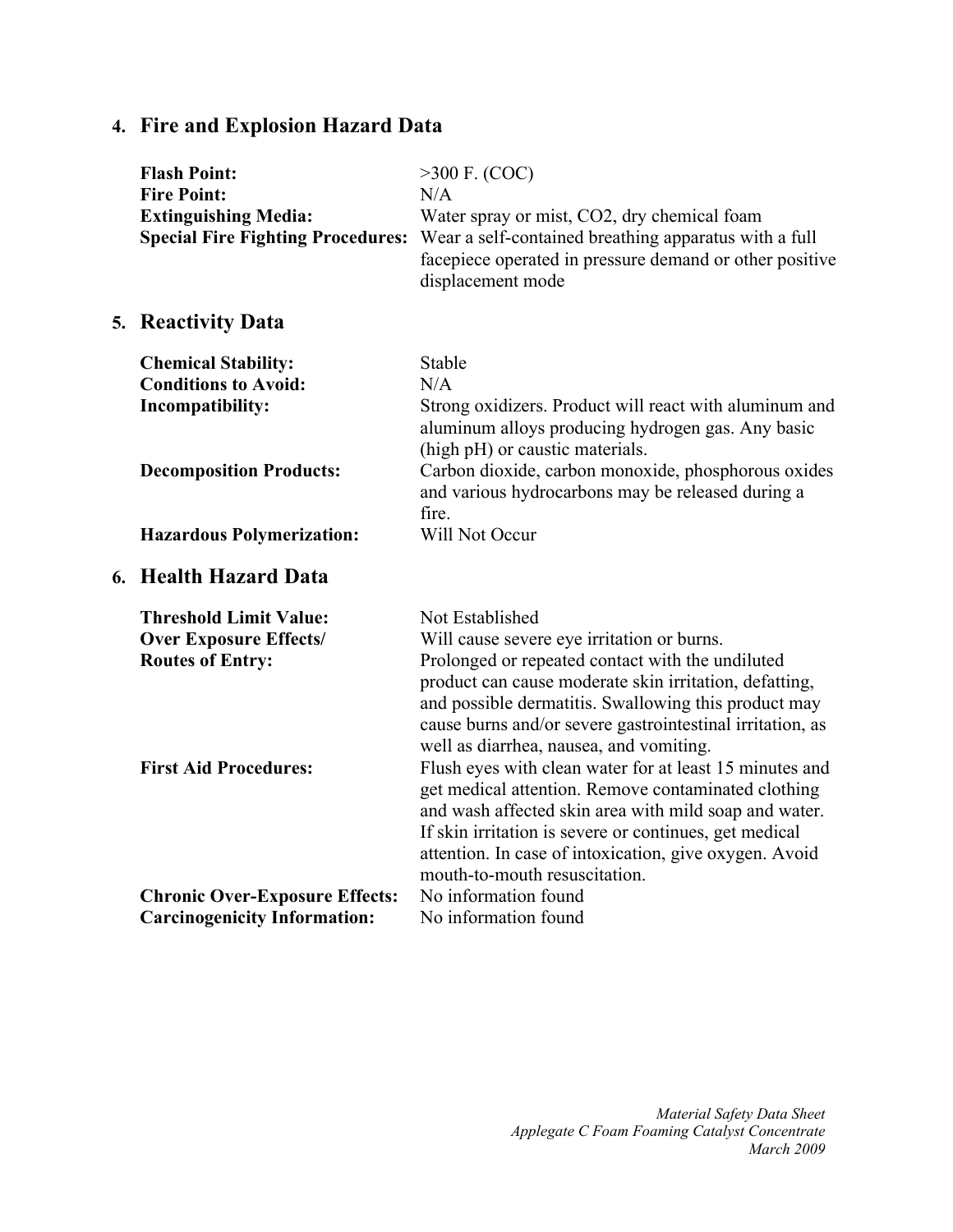## 4. Fire and Explosion Hazard Data

**Flash Point:** >300 F. (COC)

**Fire Point:** N/A

**Extinguishing Media:** Water spray or mist, $CO_2$, dry chemical foam

**Special Fire Fighting Procedures:** Wear a self-contained breathing apparatus with a full facepiece operated in pressure demand or other positive displacement mode

## 5. Reactivity Data

**Chemical Stability:** Stable

**Conditions to Avoid:** N/A

**Incompatibility:** Strong oxidizers. Product will react with aluminum and aluminum alloys producing hydrogen gas. Any basic (high pH) or caustic materials.

**Decomposition Products:** Carbon dioxide, carbon monoxide, phosphorous oxides and various hydrocarbons may be released during a fire.

**Hazardous Polymerization:** Will Not Occur

## 6. Health Hazard Data

**Threshold Limit Value:** Not Established

**Over Exposure Effects/ Routes of Entry:** Will cause severe eye irritation or burns. Prolonged or repeated contact with the undiluted product can cause moderate skin irritation, defatting, and possible dermatitis. Swallowing this product may cause burns and/or severe gastrointestinal irritation, as well as diarrhea, nausea, and vomiting.

**First Aid Procedures:** Flush eyes with clean water for at least 15 minutes and get medical attention. Remove contaminated clothing and wash affected skin area with mild soap and water. If skin irritation is severe or continues, get medical attention. In case of intoxication, give oxygen. Avoid mouth-to-mouth resuscitation.

**Chronic Over-Exposure Effects:** No information found

**Carcinogenicity Information:** No information found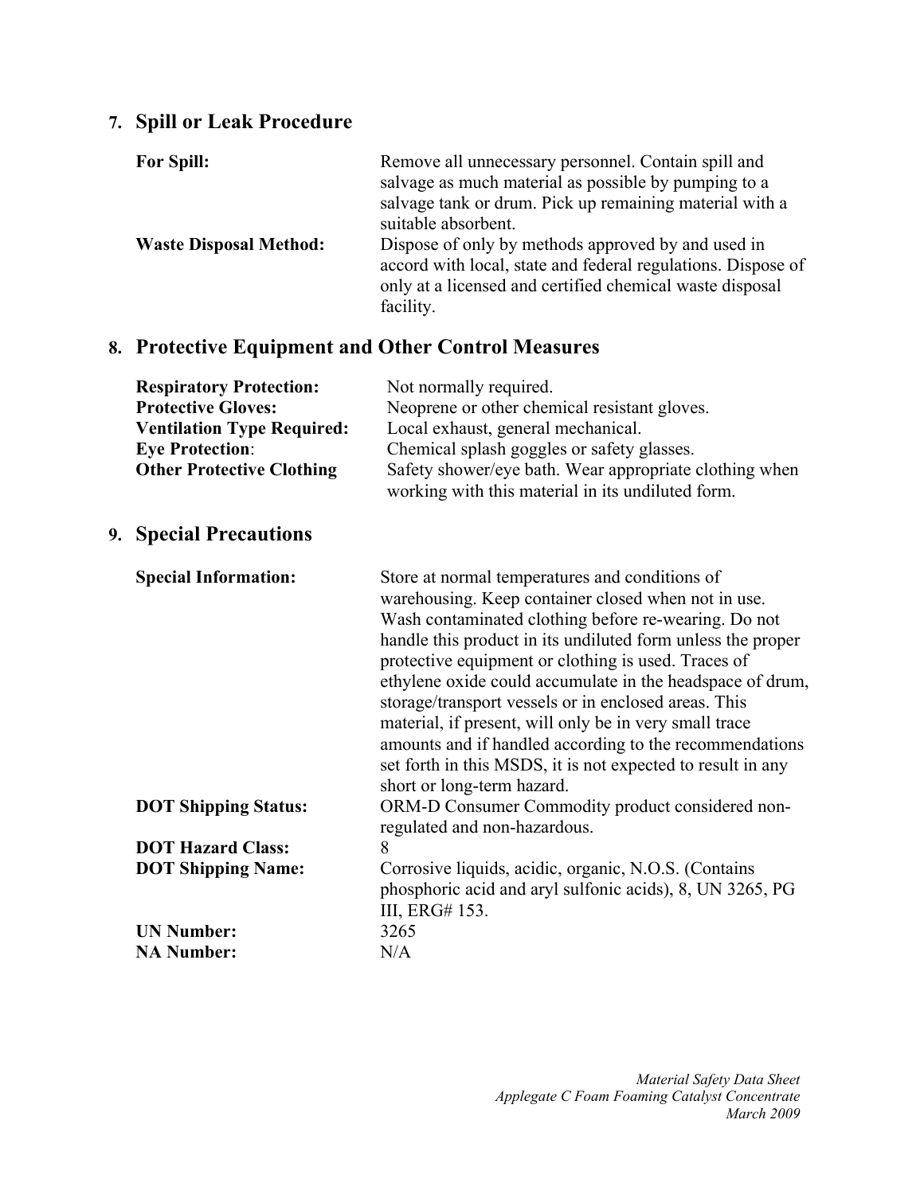## 7. Spill or Leak Procedure

| | |
|---|---|
| **For Spill:** | Remove all unnecessary personnel. Contain spill and salvage as much material as possible by pumping to a salvage tank or drum. Pick up remaining material with a suitable absorbent. |
| **Waste Disposal Method:** | Dispose of only by methods approved by and used in accord with local, state and federal regulations. Dispose of only at a licensed and certified chemical waste disposal facility. |

## 8. Protective Equipment and Other Control Measures

| | |
|---|---|
| **Respiratory Protection:** | Not normally required. |
| **Protective Gloves:** | Neoprene or other chemical resistant gloves. |
| **Ventilation Type Required:** | Local exhaust, general mechanical. |
| **Eye Protection**: | Chemical splash goggles or safety glasses. |
| **Other Protective Clothing** | Safety shower/eye bath. Wear appropriate clothing when working with this material in its undiluted form. |

## 9. Special Precautions

| | |
|---|---|
| **Special Information:** | Store at normal temperatures and conditions of warehousing. Keep container closed when not in use. Wash contaminated clothing before re-wearing. Do not handle this product in its undiluted form unless the proper protective equipment or clothing is used. Traces of ethylene oxide could accumulate in the headspace of drum, storage/transport vessels or in enclosed areas. This material, if present, will only be in very small trace amounts and if handled according to the recommendations set forth in this MSDS, it is not expected to result in any short or long-term hazard. |
| **DOT Shipping Status:** | ORM-D Consumer Commodity product considered non-regulated and non-hazardous. |
| **DOT Hazard Class:** | 8 |
| **DOT Shipping Name:** | Corrosive liquids, acidic, organic, N.O.S. (Contains phosphoric acid and aryl sulfonic acids), 8, UN 3265, PG III, ERG# 153. |
| **UN Number:** | 3265 |
| **NA Number:** | N/A |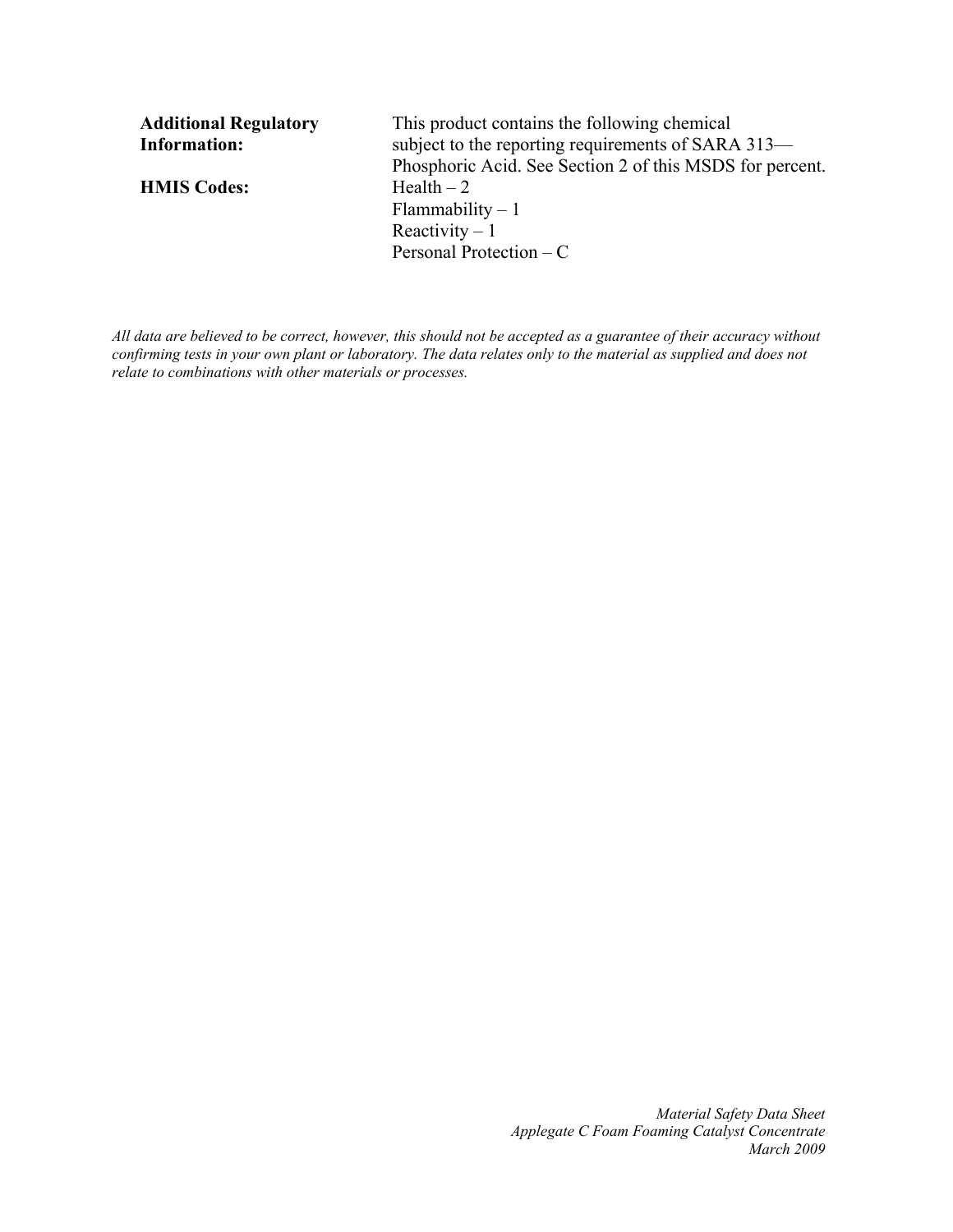| | |
|---|---|
| **Additional Regulatory Information:** | This product contains the following chemical subject to the reporting requirements of SARA 313—Phosphoric Acid. See Section 2 of this MSDS for percent. |
| **HMIS Codes:** | Health – 2<br>Flammability – 1<br>Reactivity – 1<br>Personal Protection – C |

*All data are believed to be correct, however, this should not be accepted as a guarantee of their accuracy without confirming tests in your own plant or laboratory. The data relates only to the material as supplied and does not relate to combinations with other materials or processes.*